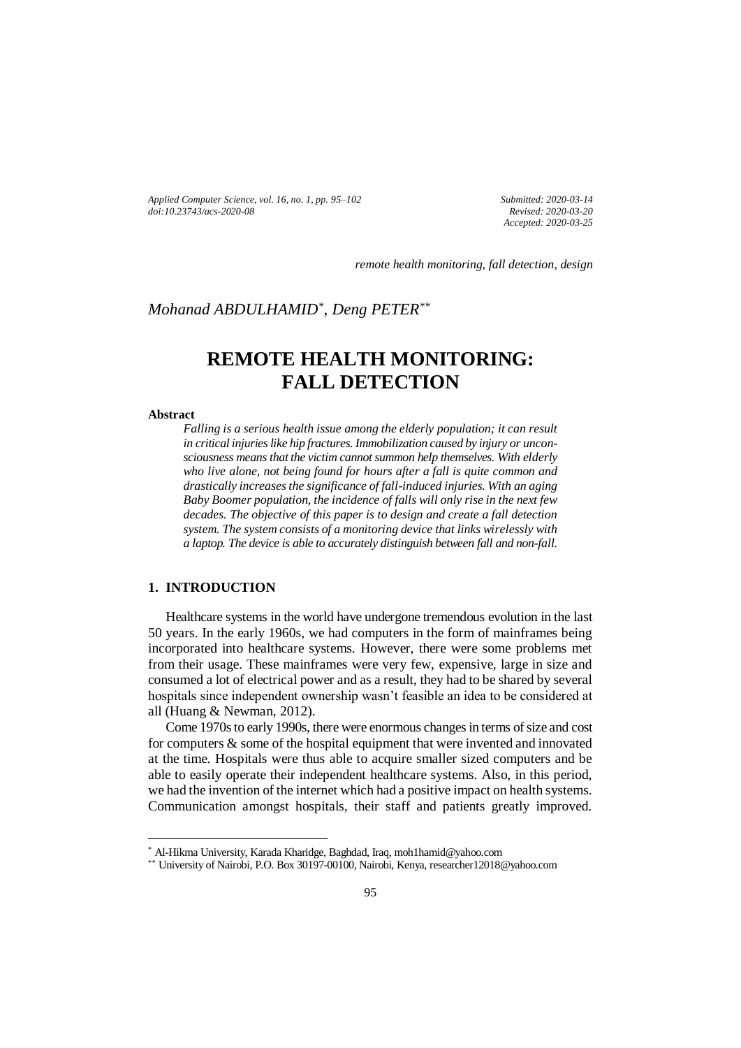*Applied Computer Science, vol. 16, no. 1, pp. 95–102*
*doi:10.23743/acs-2020-08*

*Submitted: 2020-03-14*
*Revised: 2020-03-20*
*Accepted: 2020-03-25*

*remote health monitoring, fall detection, design*

*Mohanad ABDULHAMID*[*], *Deng PETER*[**]

# REMOTE HEALTH MONITORING: FALL DETECTION

**Abstract**

*Falling is a serious health issue among the elderly population; it can result in critical injuries like hip fractures. Immobilization caused by injury or unconsciousness means that the victim cannot summon help themselves. With elderly who live alone, not being found for hours after a fall is quite common and drastically increases the significance of fall-induced injuries. With an aging Baby Boomer population, the incidence of falls will only rise in the next few decades. The objective of this paper is to design and create a fall detection system. The system consists of a monitoring device that links wirelessly with a laptop. The device is able to accurately distinguish between fall and non-fall.*

## 1. INTRODUCTION

Healthcare systems in the world have undergone tremendous evolution in the last 50 years. In the early 1960s, we had computers in the form of mainframes being incorporated into healthcare systems. However, there were some problems met from their usage. These mainframes were very few, expensive, large in size and consumed a lot of electrical power and as a result, they had to be shared by several hospitals since independent ownership wasn't feasible an idea to be considered at all (Huang & Newman, 2012).

Come 1970s to early 1990s, there were enormous changes in terms of size and cost for computers & some of the hospital equipment that were invented and innovated at the time. Hospitals were thus able to acquire smaller sized computers and be able to easily operate their independent healthcare systems. Also, in this period, we had the invention of the internet which had a positive impact on health systems. Communication amongst hospitals, their staff and patients greatly improved.

[*] Al-Hikma University, Karada Kharidge, Baghdad, Iraq, moh1hamid@yahoo.com
[**] University of Nairobi, P.O. Box 30197-00100, Nairobi, Kenya, researcher12018@yahoo.com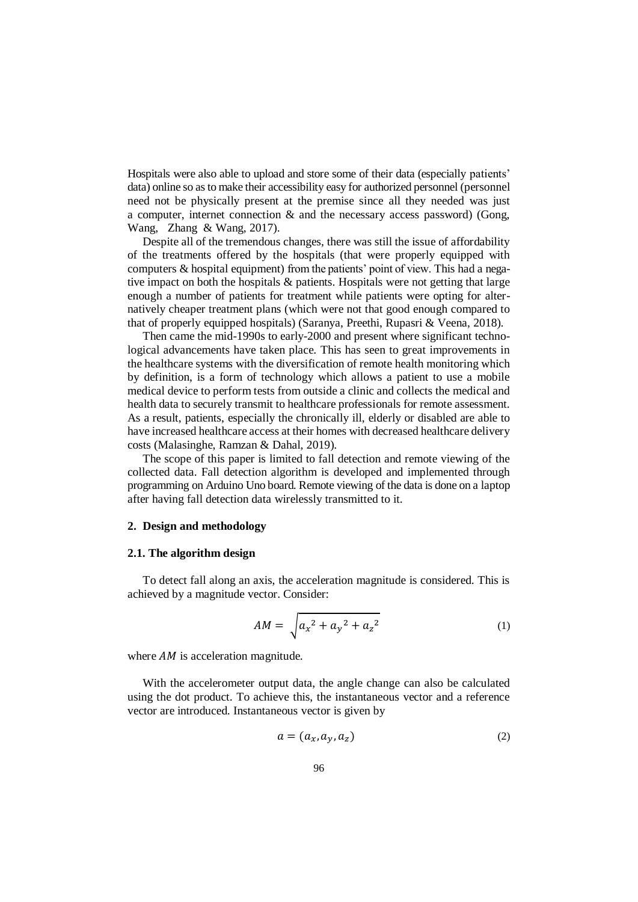Hospitals were also able to upload and store some of their data (especially patients' data) online so as to make their accessibility easy for authorized personnel (personnel need not be physically present at the premise since all they needed was just a computer, internet connection & and the necessary access password) (Gong, Wang, Zhang & Wang, 2017).

Despite all of the tremendous changes, there was still the issue of affordability of the treatments offered by the hospitals (that were properly equipped with computers & hospital equipment) from the patients' point of view. This had a negative impact on both the hospitals & patients. Hospitals were not getting that large enough a number of patients for treatment while patients were opting for alternatively cheaper treatment plans (which were not that good enough compared to that of properly equipped hospitals) (Saranya, Preethi, Rupasri & Veena, 2018).

Then came the mid-1990s to early-2000 and present where significant technological advancements have taken place. This has seen to great improvements in the healthcare systems with the diversification of remote health monitoring which by definition, is a form of technology which allows a patient to use a mobile medical device to perform tests from outside a clinic and collects the medical and health data to securely transmit to healthcare professionals for remote assessment. As a result, patients, especially the chronically ill, elderly or disabled are able to have increased healthcare access at their homes with decreased healthcare delivery costs (Malasinghe, Ramzan & Dahal, 2019).

The scope of this paper is limited to fall detection and remote viewing of the collected data. Fall detection algorithm is developed and implemented through programming on Arduino Uno board. Remote viewing of the data is done on a laptop after having fall detection data wirelessly transmitted to it.

## 2. Design and methodology

### 2.1. The algorithm design

To detect fall along an axis, the acceleration magnitude is considered. This is achieved by a magnitude vector. Consider:

$$AM = \sqrt{{a_x}^2 + {a_y}^2 + {a_z}^2} \tag{1}$$

where $AM$ is acceleration magnitude.

With the accelerometer output data, the angle change can also be calculated using the dot product. To achieve this, the instantaneous vector and a reference vector are introduced. Instantaneous vector is given by

$$a = (a_x, a_y, a_z) \tag{2}$$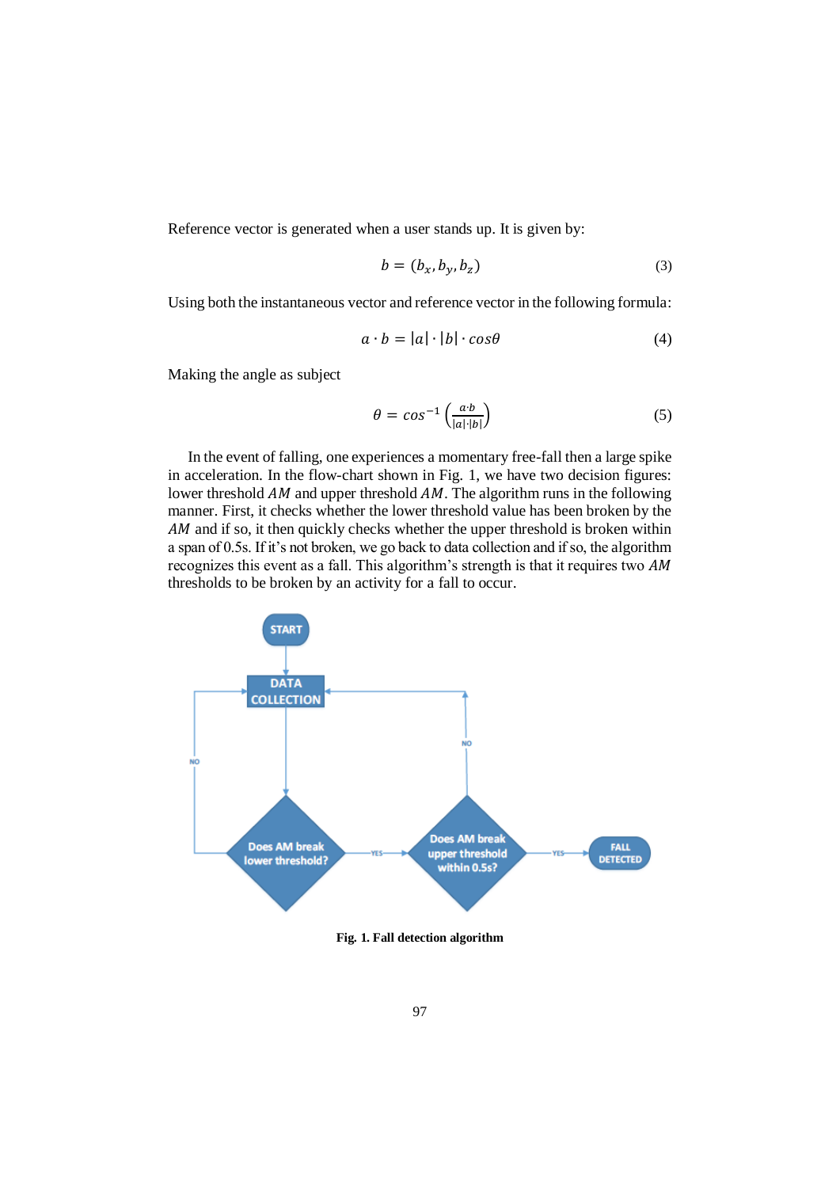Reference vector is generated when a user stands up. It is given by:

$$b = (b_x, b_y, b_z) \tag{3}$$

Using both the instantaneous vector and reference vector in the following formula:

$$a \cdot b = |a| \cdot |b| \cdot cos\theta \tag{4}$$

Making the angle as subject

$$\theta = cos^{-1}\left(\frac{a \cdot b}{|a| \cdot |b|}\right) \tag{5}$$

In the event of falling, one experiences a momentary free-fall then a large spike in acceleration. In the flow-chart shown in Fig. 1, we have two decision figures: lower threshold $AM$ and upper threshold $AM$. The algorithm runs in the following manner. First, it checks whether the lower threshold value has been broken by the $AM$ and if so, it then quickly checks whether the upper threshold is broken within a span of 0.5s. If it's not broken, we go back to data collection and if so, the algorithm recognizes this event as a fall. This algorithm's strength is that it requires two $AM$ thresholds to be broken by an activity for a fall to occur.

**Fig. 1. Fall detection algorithm**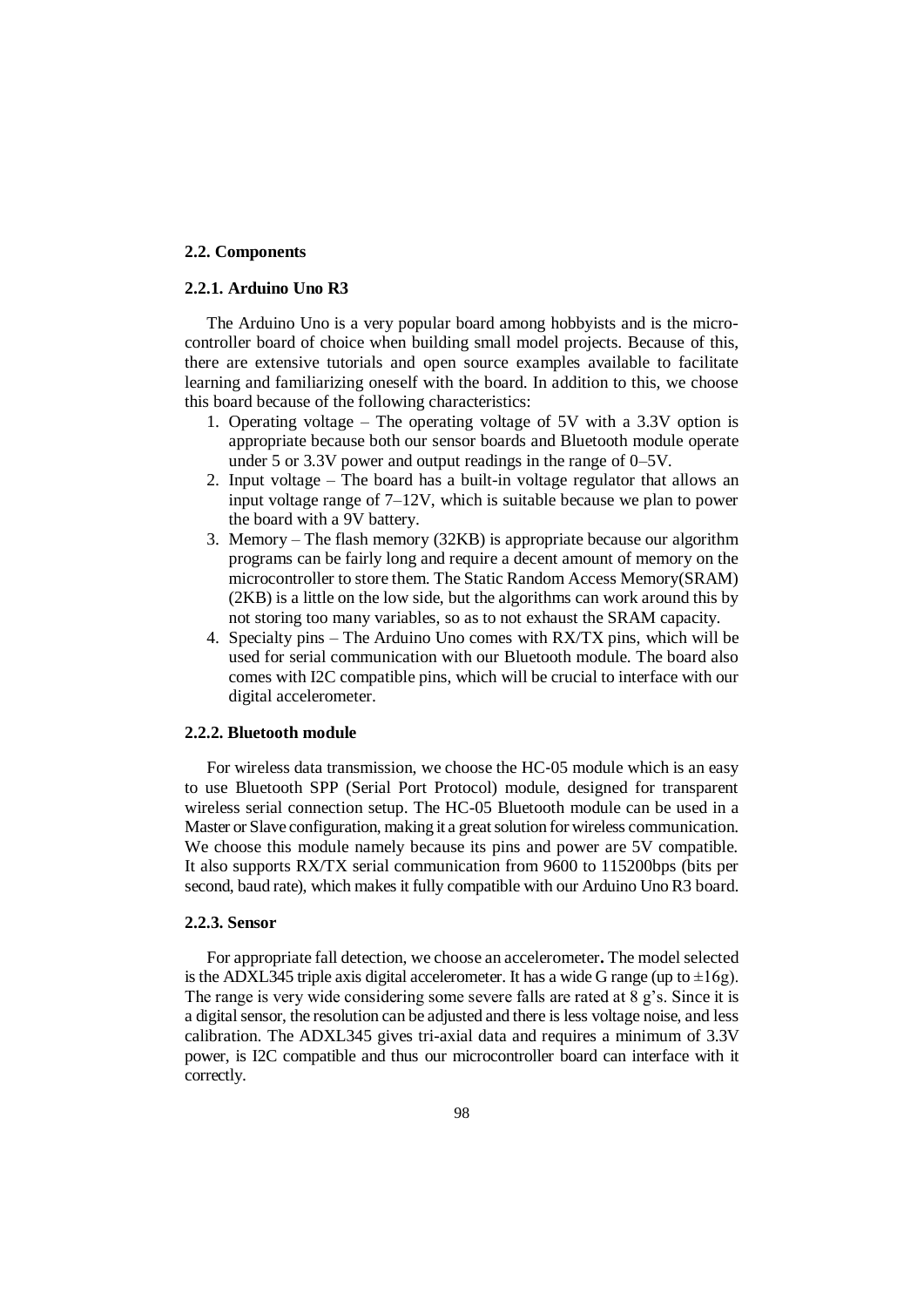## 2.2. Components

### 2.2.1. Arduino Uno R3

The Arduino Uno is a very popular board among hobbyists and is the micro-controller board of choice when building small model projects. Because of this, there are extensive tutorials and open source examples available to facilitate learning and familiarizing oneself with the board. In addition to this, we choose this board because of the following characteristics:

1. Operating voltage – The operating voltage of 5V with a 3.3V option is appropriate because both our sensor boards and Bluetooth module operate under 5 or 3.3V power and output readings in the range of 0–5V.
2. Input voltage – The board has a built-in voltage regulator that allows an input voltage range of 7–12V, which is suitable because we plan to power the board with a 9V battery.
3. Memory – The flash memory (32KB) is appropriate because our algorithm programs can be fairly long and require a decent amount of memory on the microcontroller to store them. The Static Random Access Memory(SRAM) (2KB) is a little on the low side, but the algorithms can work around this by not storing too many variables, so as to not exhaust the SRAM capacity.
4. Specialty pins – The Arduino Uno comes with RX/TX pins, which will be used for serial communication with our Bluetooth module. The board also comes with I2C compatible pins, which will be crucial to interface with our digital accelerometer.

### 2.2.2. Bluetooth module

For wireless data transmission, we choose the HC-05 module which is an easy to use Bluetooth SPP (Serial Port Protocol) module, designed for transparent wireless serial connection setup. The HC-05 Bluetooth module can be used in a Master or Slave configuration, making it a great solution for wireless communication. We choose this module namely because its pins and power are 5V compatible. It also supports RX/TX serial communication from 9600 to 115200bps (bits per second, baud rate), which makes it fully compatible with our Arduino Uno R3 board.

### 2.2.3. Sensor

For appropriate fall detection, we choose an accelerometer**.** The model selected is the ADXL345 triple axis digital accelerometer. It has a wide G range (up to $\pm16$g). The range is very wide considering some severe falls are rated at 8 g's. Since it is a digital sensor, the resolution can be adjusted and there is less voltage noise, and less calibration. The ADXL345 gives tri-axial data and requires a minimum of 3.3V power, is I2C compatible and thus our microcontroller board can interface with it correctly.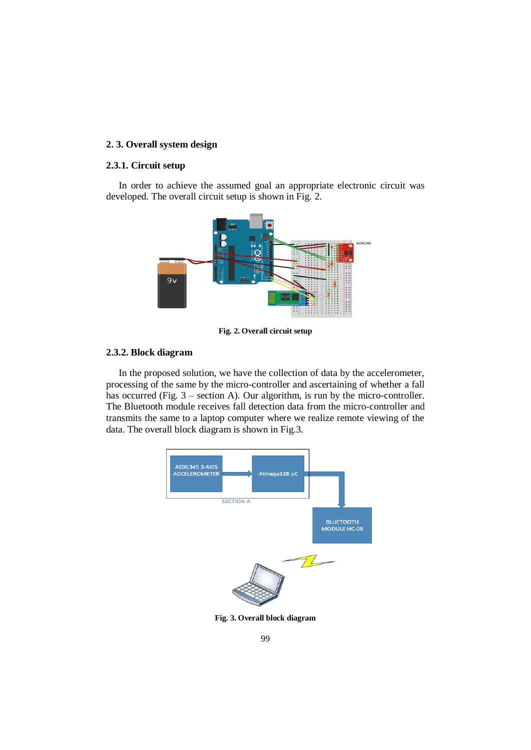## 2. 3. Overall system design

### 2.3.1. Circuit setup

In order to achieve the assumed goal an appropriate electronic circuit was developed. The overall circuit setup is shown in Fig. 2.

**Fig. 2. Overall circuit setup**

### 2.3.2. Block diagram

In the proposed solution, we have the collection of data by the accelerometer, processing of the same by the micro-controller and ascertaining of whether a fall has occurred (Fig. 3 – section A). Our algorithm, is run by the micro-controller. The Bluetooth module receives fall detection data from the micro-controller and transmits the same to a laptop computer where we realize remote viewing of the data. The overall block diagram is shown in Fig.3.

**Fig. 3. Overall block diagram**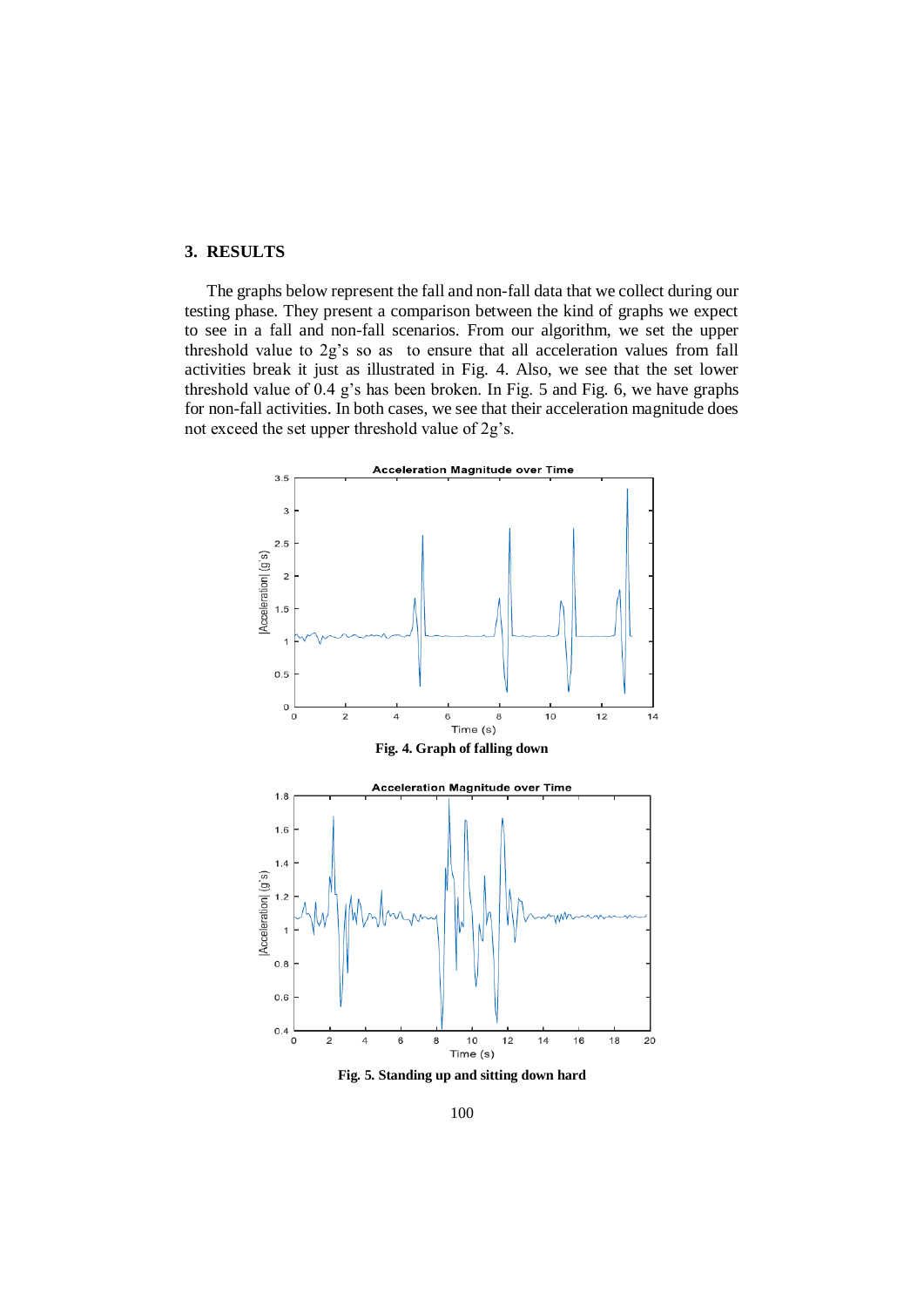## 3. RESULTS

The graphs below represent the fall and non-fall data that we collect during our testing phase. They present a comparison between the kind of graphs we expect to see in a fall and non-fall scenarios. From our algorithm, we set the upper threshold value to 2g's so as to ensure that all acceleration values from fall activities break it just as illustrated in Fig. 4. Also, we see that the set lower threshold value of 0.4 g's has been broken. In Fig. 5 and Fig. 6, we have graphs for non-fall activities. In both cases, we see that their acceleration magnitude does not exceed the set upper threshold value of 2g's.

**Fig. 4. Graph of falling down**

**Fig. 5. Standing up and sitting down hard**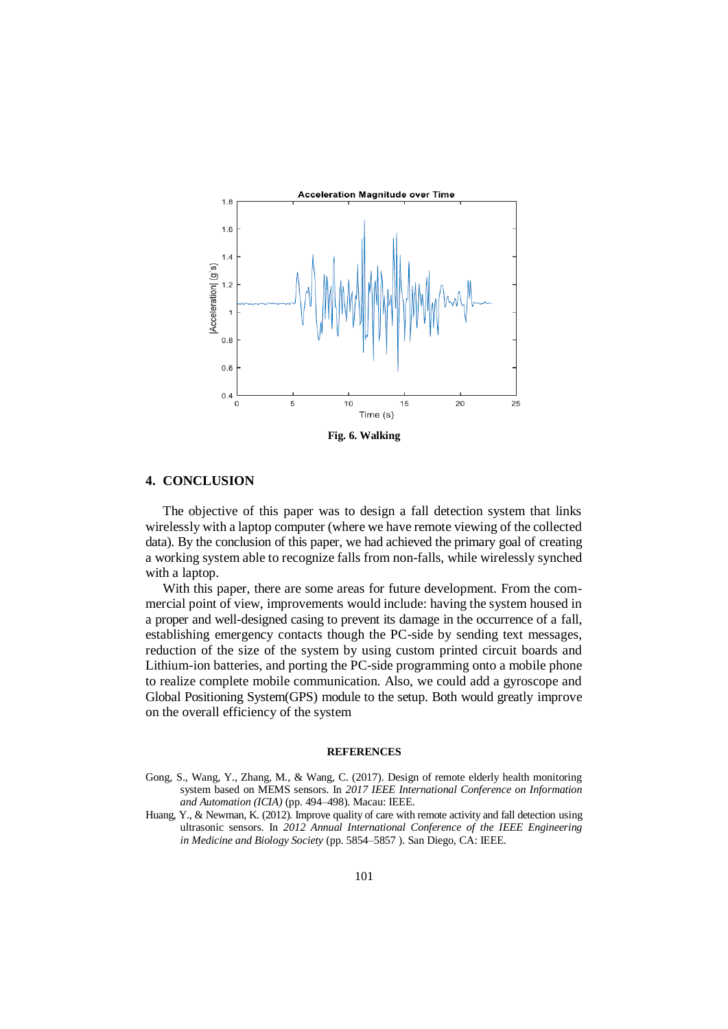Fig. 6. Walking

## 4. CONCLUSION

The objective of this paper was to design a fall detection system that links wirelessly with a laptop computer (where we have remote viewing of the collected data). By the conclusion of this paper, we had achieved the primary goal of creating a working system able to recognize falls from non-falls, while wirelessly synched with a laptop.

With this paper, there are some areas for future development. From the commercial point of view, improvements would include: having the system housed in a proper and well-designed casing to prevent its damage in the occurrence of a fall, establishing emergency contacts though the PC-side by sending text messages, reduction of the size of the system by using custom printed circuit boards and Lithium-ion batteries, and porting the PC-side programming onto a mobile phone to realize complete mobile communication. Also, we could add a gyroscope and Global Positioning System(GPS) module to the setup. Both would greatly improve on the overall efficiency of the system

## REFERENCES

Gong, S., Wang, Y., Zhang, M., & Wang, C. (2017). Design of remote elderly health monitoring system based on MEMS sensors. In *2017 IEEE International Conference on Information and Automation (ICIA)* (pp. 494–498). Macau: IEEE.

Huang, Y., & Newman, K. (2012). Improve quality of care with remote activity and fall detection using ultrasonic sensors. In *2012 Annual International Conference of the IEEE Engineering in Medicine and Biology Society* (pp. 5854–5857 ). San Diego, CA: IEEE.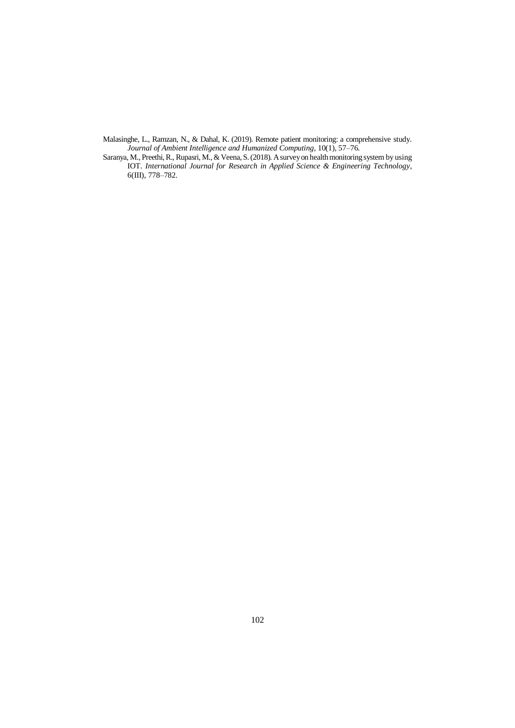Malasinghe, L., Ramzan, N., & Dahal, K. (2019). Remote patient monitoring: a comprehensive study. *Journal of Ambient Intelligence and Humanized Computing*, 10(1), 57–76.

Saranya, M., Preethi, R., Rupasri, M., & Veena, S. (2018). A survey on health monitoring system by using IOT. *International Journal for Research in Applied Science & Engineering Technology*, 6(III), 778–782.